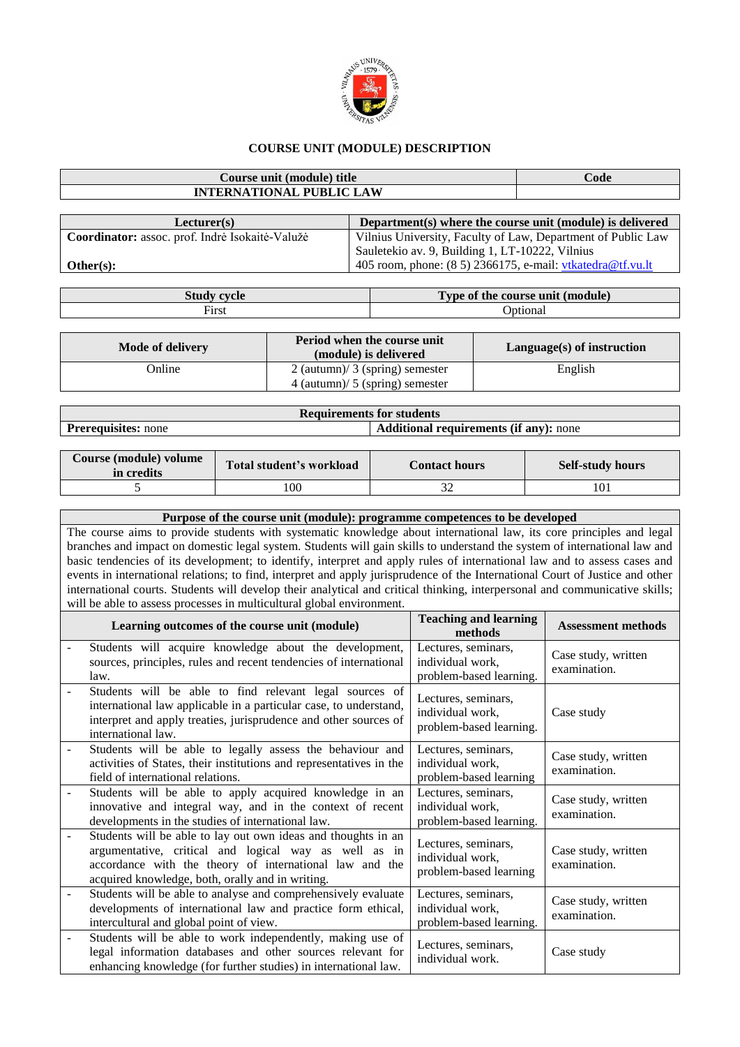## COURSE UNIT (MODULE) DESCRIPTION

| Course unit (module) title | Code |
|---|---|
| INTERNATIONAL PUBLIC LAW | |

| Lecturer(s) | Department(s) where the course unit (module) is delivered |
|---|---|
| **Coordinator:** assoc. prof. Indrė Isokaitė-Valužė<br><br>**Other(s):** | Vilnius University, Faculty of Law, Department of Public Law<br>Sauletekio av. 9, Building 1, LT-10222, Vilnius<br>405 room, phone: (8 5) 2366175, e-mail: vtkatedra@tf.vu.lt |

| Study cycle | Type of the course unit (module) |
|---|---|
| First | Optional |

| Mode of delivery | Period when the course unit (module) is delivered | Language(s) of instruction |
|---|---|---|
| Online | 2 (autumn)/ 3 (spring) semester<br>4 (autumn)/ 5 (spring) semester | English |

| Requirements for students | |
|---|---|
| **Prerequisites:** none | **Additional requirements (if any):** none |

| Course (module) volume in credits | Total student's workload | Contact hours | Self-study hours |
|---|---|---|---|
| 5 | 100 | 32 | 101 |

**Purpose of the course unit (module): programme competences to be developed**

The course aims to provide students with systematic knowledge about international law, its core principles and legal branches and impact on domestic legal system. Students will gain skills to understand the system of international law and basic tendencies of its development; to identify, interpret and apply rules of international law and to assess cases and events in international relations; to find, interpret and apply jurisprudence of the International Court of Justice and other international courts. Students will develop their analytical and critical thinking, interpersonal and communicative skills; will be able to assess processes in multicultural global environment.

| Learning outcomes of the course unit (module) | Teaching and learning methods | Assessment methods |
|---|---|---|
| - Students will acquire knowledge about the development, sources, principles, rules and recent tendencies of international law. | Lectures, seminars, individual work, problem-based learning. | Case study, written examination. |
| - Students will be able to find relevant legal sources of international law applicable in a particular case, to understand, interpret and apply treaties, jurisprudence and other sources of international law. | Lectures, seminars, individual work, problem-based learning. | Case study |
| - Students will be able to legally assess the behaviour and activities of States, their institutions and representatives in the field of international relations. | Lectures, seminars, individual work, problem-based learning | Case study, written examination. |
| - Students will be able to apply acquired knowledge in an innovative and integral way, and in the context of recent developments in the studies of international law. | Lectures, seminars, individual work, problem-based learning. | Case study, written examination. |
| - Students will be able to lay out own ideas and thoughts in an argumentative, critical and logical way as well as in accordance with the theory of international law and the acquired knowledge, both, orally and in writing. | Lectures, seminars, individual work, problem-based learning | Case study, written examination. |
| - Students will be able to analyse and comprehensively evaluate developments of international law and practice form ethical, intercultural and global point of view. | Lectures, seminars, individual work, problem-based learning. | Case study, written examination. |
| - Students will be able to work independently, making use of legal information databases and other sources relevant for enhancing knowledge (for further studies) in international law. | Lectures, seminars, individual work. | Case study |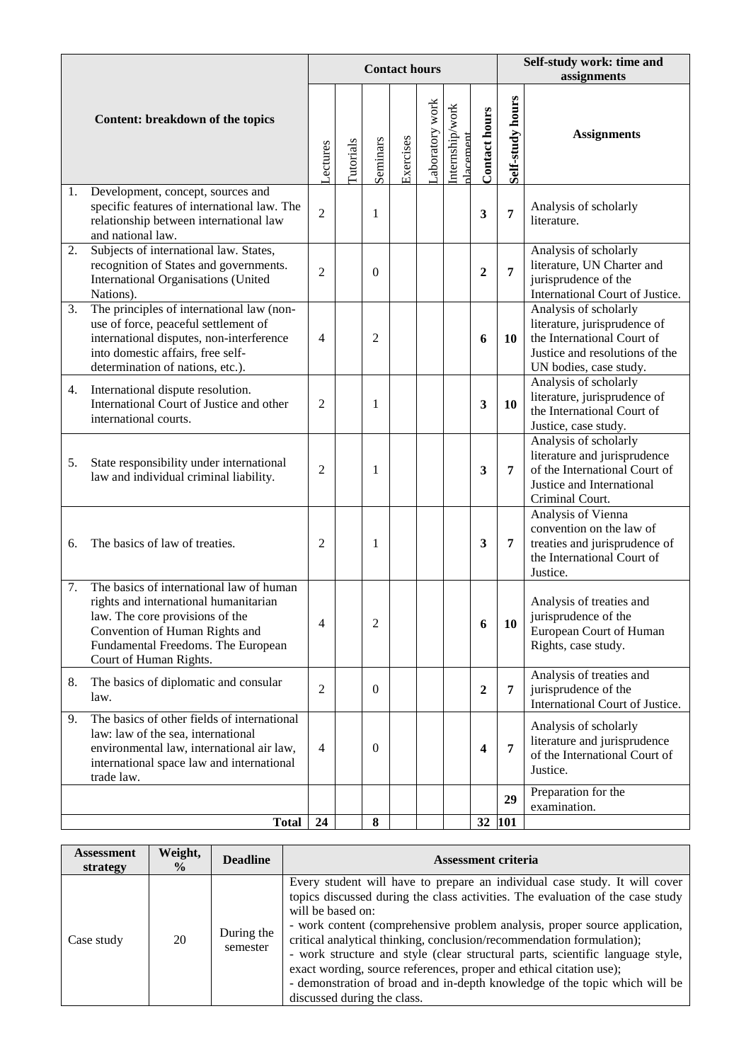| Content: breakdown of the topics | Contact hours | | | | | | | Self-study work: time and assignments | |
|---|---|---|---|---|---|---|---|---|---|
| | Lectures | Tutorials | Seminars | Exercises | Laboratory work | Internship/work placement | Contact hours | Self-study hours | Assignments |
| 1. Development, concept, sources and specific features of international law. The relationship between international law and national law. | 2 | | 1 | | | | **3** | **7** | Analysis of scholarly literature. |
| 2. Subjects of international law. States, recognition of States and governments. International Organisations (United Nations). | 2 | | 0 | | | | **2** | **7** | Analysis of scholarly literature, UN Charter and jurisprudence of the International Court of Justice. |
| 3. The principles of international law (non-use of force, peaceful settlement of international disputes, non-interference into domestic affairs, free self-determination of nations, etc.). | 4 | | 2 | | | | **6** | **10** | Analysis of scholarly literature, jurisprudence of the International Court of Justice and resolutions of the UN bodies, case study. |
| 4. International dispute resolution. International Court of Justice and other international courts. | 2 | | 1 | | | | **3** | **10** | Analysis of scholarly literature, jurisprudence of the International Court of Justice, case study. |
| 5. State responsibility under international law and individual criminal liability. | 2 | | 1 | | | | **3** | **7** | Analysis of scholarly literature and jurisprudence of the International Court of Justice and International Criminal Court. |
| 6. The basics of law of treaties. | 2 | | 1 | | | | **3** | **7** | Analysis of Vienna convention on the law of treaties and jurisprudence of the International Court of Justice. |
| 7. The basics of international law of human rights and international humanitarian law. The core provisions of the Convention of Human Rights and Fundamental Freedoms. The European Court of Human Rights. | 4 | | 2 | | | | **6** | **10** | Analysis of treaties and jurisprudence of the European Court of Human Rights, case study. |
| 8. The basics of diplomatic and consular law. | 2 | | 0 | | | | **2** | **7** | Analysis of treaties and jurisprudence of the International Court of Justice. |
| 9. The basics of other fields of international law: law of the sea, international environmental law, international air law, international space law and international trade law. | 4 | | 0 | | | | **4** | **7** | Analysis of scholarly literature and jurisprudence of the International Court of Justice. |
| | | | | | | | | **29** | Preparation for the examination. |
| **Total** | **24** | | **8** | | | | **32** | **101** | |

| Assessment strategy | Weight, % | Deadline | Assessment criteria |
|---|---|---|---|
| Case study | 20 | During the semester | Every student will have to prepare an individual case study. It will cover topics discussed during the class activities. The evaluation of the case study will be based on:<br>- work content (comprehensive problem analysis, proper source application, critical analytical thinking, conclusion/recommendation formulation);<br>- work structure and style (clear structural parts, scientific language style, exact wording, source references, proper and ethical citation use);<br>- demonstration of broad and in-depth knowledge of the topic which will be discussed during the class. |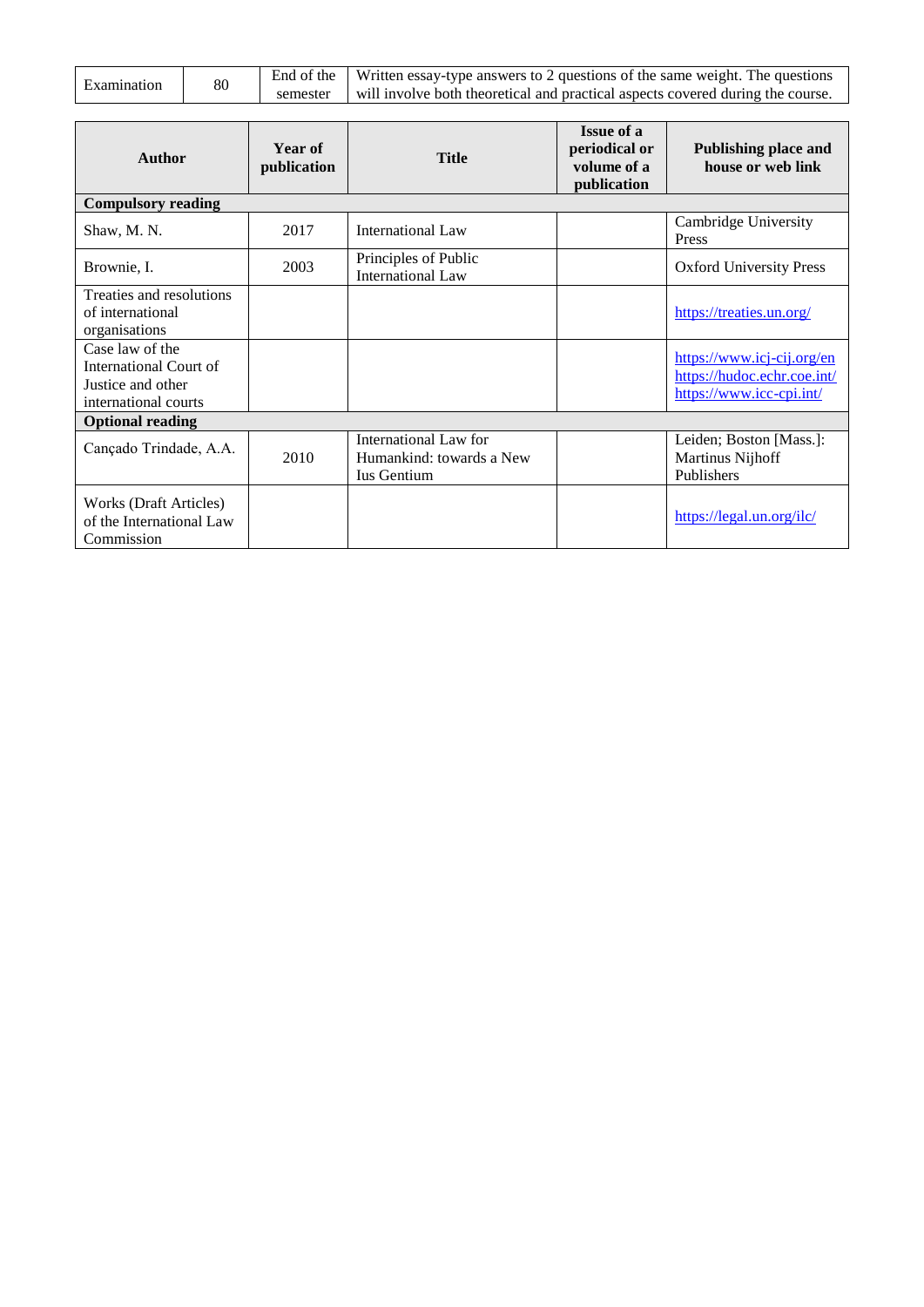| | | | |
|---|---|---|---|
| Examination | 80 | End of the semester | Written essay-type answers to 2 questions of the same weight. The questions will involve both theoretical and practical aspects covered during the course. |

| Author | Year of publication | Title | Issue of a periodical or volume of a publication | Publishing place and house or web link |
|---|---|---|---|---|
| **Compulsory reading** | | | | |
| Shaw, M. N. | 2017 | International Law | | Cambridge University Press |
| Brownie, I. | 2003 | Principles of Public International Law | | Oxford University Press |
| Treaties and resolutions of international organisations | | | | https://treaties.un.org/ |
| Case law of the International Court of Justice and other international courts | | | | https://www.icj-cij.org/en https://hudoc.echr.coe.int/ https://www.icc-cpi.int/ |
| **Optional reading** | | | | |
| Cançado Trindade, A.A. | 2010 | International Law for Humankind: towards a New Ius Gentium | | Leiden; Boston [Mass.]: Martinus Nijhoff Publishers |
| Works (Draft Articles) of the International Law Commission | | | | https://legal.un.org/ilc/ |